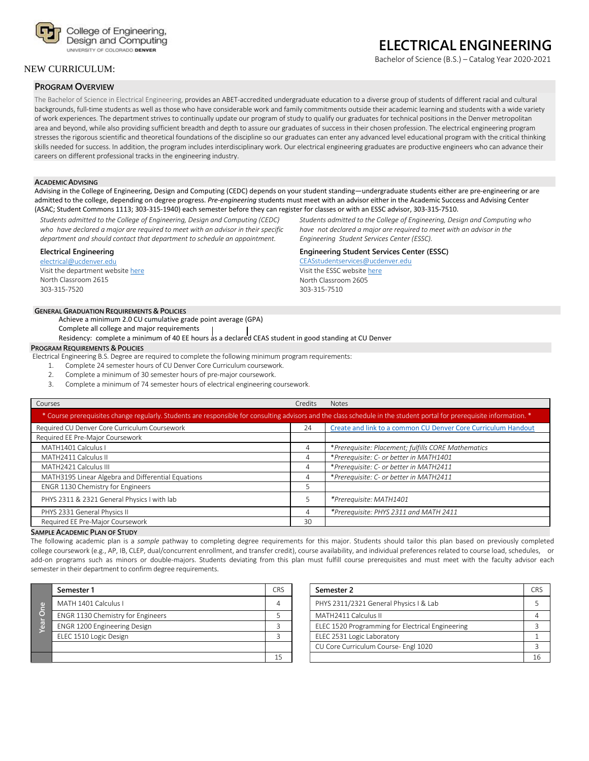College of Engineering, Design and Computing
UNIVERSITY OF COLORADO DENVER

# ELECTRICAL ENGINEERING

Bachelor of Science (B.S.) – Catalog Year 2020-2021

NEW CURRICULUM:

## PROGRAM OVERVIEW

The Bachelor of Science in Electrical Engineering, provides an ABET-accredited undergraduate education to a diverse group of students of different racial and cultural backgrounds, full-time students as well as those who have considerable work and family commitments outside their academic learning and students with a wide variety of work experiences. The department strives to continually update our program of study to qualify our graduates for technical positions in the Denver metropolitan area and beyond, while also providing sufficient breadth and depth to assure our graduates of success in their chosen profession. The electrical engineering program stresses the rigorous scientific and theoretical foundations of the discipline so our graduates can enter any advanced level educational program with the critical thinking skills needed for success. In addition, the program includes interdisciplinary work. Our electrical engineering graduates are productive engineers who can advance their careers on different professional tracks in the engineering industry.

## ACADEMIC ADVISING

Advising in the College of Engineering, Design and Computing (CEDC) depends on your student standing—undergraduate students either are pre-engineering or are admitted to the college, depending on degree progress. *Pre-engineering* students must meet with an advisor either in the Academic Success and Advising Center (ASAC; Student Commons 1113; 303-315-1940) each semester before they can register for classes or with an ESSC advisor, 303-315-7510.

*Students admitted to the College of Engineering, Design and Computing (CEDC) who have declared a major are required to meet with an advisor in their specific department and should contact that department to schedule an appointment.*

**Electrical Engineering**
electrical@ucdenver.edu
Visit the department website here
North Classroom 2615
303-315-7520

*Students admitted to the College of Engineering, Design and Computing who have not declared a major are required to meet with an advisor in the Engineering Student Services Center (ESSC).*

**Engineering Student Services Center (ESSC)**
CEASstudentservices@ucdenver.edu
Visit the ESSC website here
North Classroom 2605
303-315-7510

## GENERAL GRADUATION REQUIREMENTS & POLICIES

Achieve a minimum 2.0 CU cumulative grade point average (GPA)
Complete all college and major requirements
Residency: complete a minimum of 40 EE hours as a declared CEAS student in good standing at CU Denver

## PROGRAM REQUIREMENTS & POLICIES

Electrical Engineering B.S. Degree are required to complete the following minimum program requirements:

1. Complete 24 semester hours of CU Denver Core Curriculum coursework.
2. Complete a minimum of 30 semester hours of pre-major coursework.
3. Complete a minimum of 74 semester hours of electrical engineering coursework.

| Courses | Credits | Notes |
|---|---|---|
| * Course prerequisites change regularly. Students are responsible for consulting advisors and the class schedule in the student portal for prerequisite information. * | | |
| Required CU Denver Core Curriculum Coursework | 24 | Create and link to a common CU Denver Core Curriculum Handout |
| Required EE Pre-Major Coursework | | |
| MATH1401 Calculus I | 4 | *\*Prerequisite: Placement; fulfills CORE Mathematics* |
| MATH2411 Calculus II | 4 | *\*Prerequisite: C- or better in MATH1401* |
| MATH2421 Calculus III | 4 | *\*Prerequisite: C- or better in MATH2411* |
| MATH3195 Linear Algebra and Differential Equations | 4 | *\*Prerequisite: C- or better in MATH2411* |
| ENGR 1130 Chemistry for Engineers | 5 | |
| PHYS 2311 & 2321 General Physics I with lab | 5 | *\*Prerequisite: MATH1401* |
| PHYS 2331 General Physics II | 4 | *\*Prerequisite: PHYS 2311 and MATH 2411* |
| Required EE Pre-Major Coursework | 30 | |

## SAMPLE ACADEMIC PLAN OF STUDY

The following academic plan is a *sample* pathway to completing degree requirements for this major. Students should tailor this plan based on previously completed college coursework (e.g., AP, IB, CLEP, dual/concurrent enrollment, and transfer credit), course availability, and individual preferences related to course load, schedules, or add-on programs such as minors or double-majors. Students deviating from this plan must fulfill course prerequisites and must meet with the faculty advisor each semester in their department to confirm degree requirements.

**Year One**

| Semester 1 | CRS |
|---|---|
| MATH 1401 Calculus I | 4 |
| ENGR 1130 Chemistry for Engineers | 5 |
| ENGR 1200 Engineering Design | 3 |
| ELEC 1510 Logic Design | 3 |
| | |
| | 15 |

| Semester 2 | CRS |
|---|---|
| PHYS 2311/2321 General Physics I & Lab | 5 |
| MATH2411 Calculus II | 4 |
| ELEC 1520 Programming for Electrical Engineering | 3 |
| ELEC 2531 Logic Laboratory | 1 |
| CU Core Curriculum Course- Engl 1020 | 3 |
| | 16 |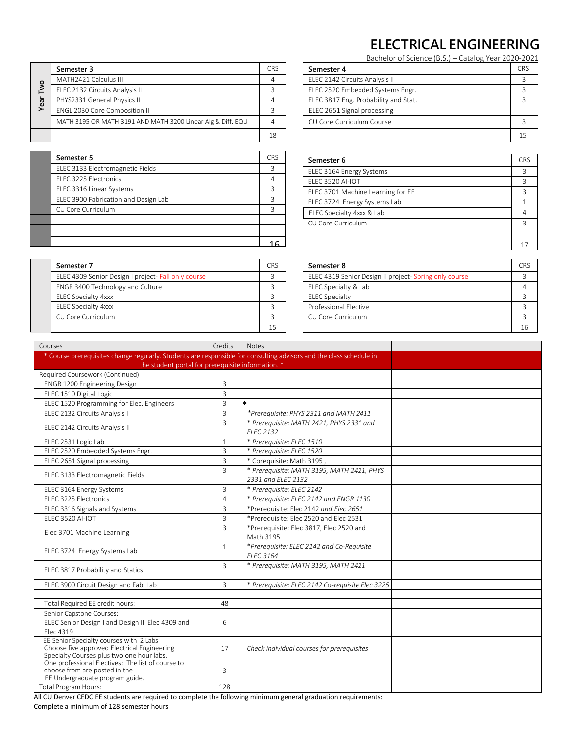# ELECTRICAL ENGINEERING

Bachelor of Science (B.S.) – Catalog Year 2020-2021

| | Semester 3 | CRS |
|---|---|---|
| Year Two | MATH2421 Calculus III | 4 |
| | ELEC 2132 Circuits Analysis II | 3 |
| | PHYS2331 General Physics II | 4 |
| | ENGL 2030 Core Composition II | 3 |
| | MATH 3195 OR MATH 3191 AND MATH 3200 Linear Alg & Diff. EQU | 4 |
| | | 18 |

| Semester 4 | CRS |
|---|---|
| ELEC 2142 Circuits Analysis II | 3 |
| ELEC 2520 Embedded Systems Engr. | 3 |
| ELEC 3817 Eng. Probability and Stat. | 3 |
| ELEC 2651 Signal processing | |
| CU Core Curriculum Course | 3 |
| | 15 |

| Semester 5 | CRS |
|---|---|
| ELEC 3133 Electromagnetic Fields | 3 |
| ELEC 3225 Electronics | 4 |
| ELEC 3316 Linear Systems | 3 |
| ELEC 3900 Fabrication and Design Lab | 3 |
| CU Core Curriculum | 3 |
| | |
| | |
| | 16 |

| Semester 6 | CRS |
|---|---|
| ELEC 3164 Energy Systems | 3 |
| ELEC 3520 AI-IOT | 3 |
| ELEC 3701 Machine Learning for EE | 3 |
| ELEC 3724 Energy Systems Lab | 1 |
| ELEC Specialty 4xxx & Lab | 4 |
| CU Core Curriculum | 3 |
| | |
| | 17 |

| Semester 7 | CRS |
|---|---|
| ELEC 4309 Senior Design I project- Fall only course | 3 |
| ENGR 3400 Technology and Culture | 3 |
| ELEC Specialty 4xxx | 3 |
| ELEC Specialty 4xxx | 3 |
| CU Core Curriculum | 3 |
| | 15 |

| Semester 8 | CRS |
|---|---|
| ELEC 4319 Senior Design II project- Spring only course | 3 |
| ELEC Specialty & Lab | 4 |
| ELEC Specialty | 3 |
| Professional Elective | 3 |
| CU Core Curriculum | 3 |
| | 16 |

| Courses | Credits | Notes | |
|---|---|---|---|
| * Course prerequisites change regularly. Students are responsible for consulting advisors and the class schedule in the student portal for prerequisite information. * | | | |
| Required Coursework (Continued) | | | |
| ENGR 1200 Engineering Design | 3 | | |
| ELEC 1510 Digital Logic | 3 | | |
| ELEC 1520 Programming for Elec. Engineers | 3 | * | |
| ELEC 2132 Circuits Analysis I | 3 | *Prerequisite: PHYS 2311 and MATH 2411* | |
| ELEC 2142 Circuits Analysis II | 3 | ** Prerequisite: MATH 2421, PHYS 2331 and ELEC 2132* | |
| ELEC 2531 Logic Lab | 1 | ** Prerequisite: ELEC 1510* | |
| ELEC 2520 Embedded Systems Engr. | 3 | ** Prerequisite: ELEC 1520* | |
| ELEC 2651 Signal processing | 3 | * Corequisite: Math 3195 , | |
| ELEC 3133 Electromagnetic Fields | 3 | ** Prerequisite: MATH 3195, MATH 2421, PHYS 2331 and ELEC 2132* | |
| ELEC 3164 Energy Systems | 3 | ** Prerequisite: ELEC 2142* | |
| ELEC 3225 Electronics | 4 | ** Prerequisite: ELEC 2142 and ENGR 1130* | |
| ELEC 3316 Signals and Systems | 3 | *Prerequisite: Elec 2142 *and* Elec 2651 | |
| ELEC 3520 AI-IOT | 3 | *Prerequisite: Elec 2520 and Elec 2531 | |
| Elec 3701 Machine Learning | 3 | *Prerequisite: Elec 3817, Elec 2520 and Math 3195 | |
| ELEC 3724 Energy Systems Lab | 1 | **Prerequisite: ELEC 2142 and Co-Requisite ELEC 3164* | |
| ELEC 3817 Probability and Statics | 3 | ** Prerequisite: MATH 3195, MATH 2421* | |
| ELEC 3900 Circuit Design and Fab. Lab | 3 | ** Prerequisite: ELEC 2142 Co-requisite Elec 3225* | |
| | | | |
| Total Required EE credit hours: | 48 | | |
| Senior Capstone Courses: ELEC Senior Design I and Design II Elec 4309 and Elec 4319 | 6 | | |
| EE Senior Specialty courses with 2 Labs Choose five approved Electrical Engineering Specialty Courses plus two one hour labs. | 17 | *Check individual courses for prerequisites* | |
| One professional Electives: The list of course to choose from are posted in the EE Undergraduate program guide. | 3 | | |
| Total Program Hours: | 128 | | |

All CU Denver CEDC EE students are required to complete the following minimum general graduation requirements:

Complete a minimum of 128 semester hours